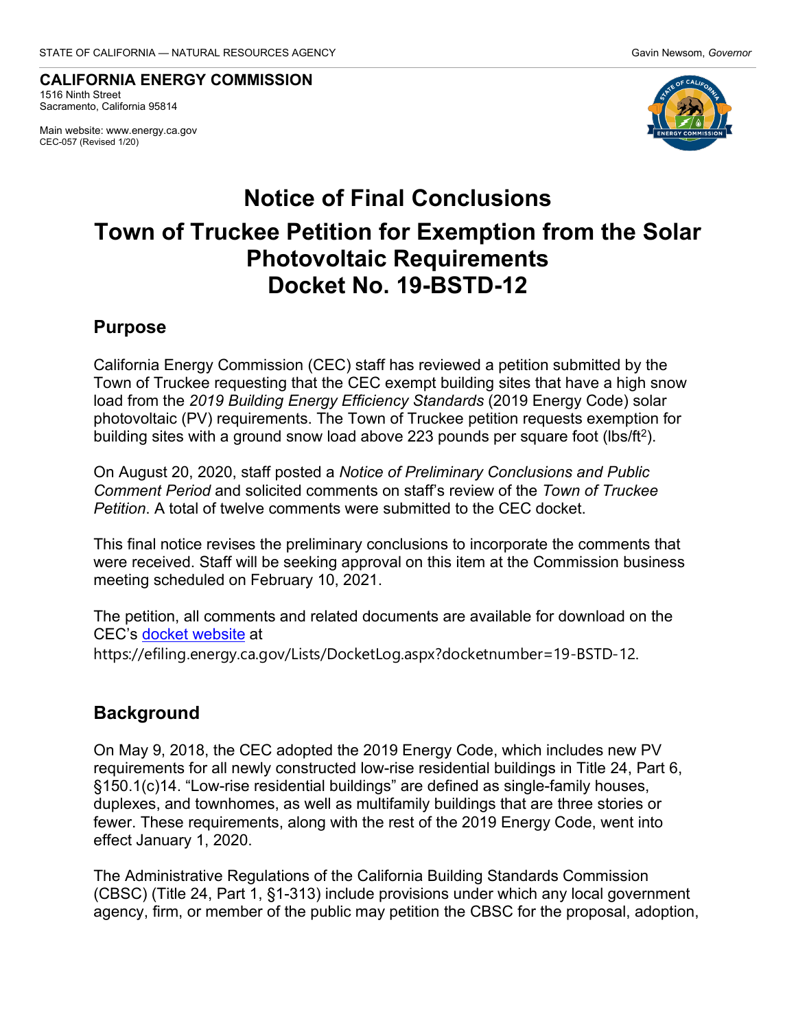STATE OF CALIFORNIA — NATURAL RESOURCES AGENCY Gavin Newsom, *Governor*

**CALIFORNIA ENERGY COMMISSION**
1516 Ninth Street
Sacramento, California 95814

Main website: www.energy.ca.gov
CEC-057 (Revised 1/20)

# Notice of Final Conclusions

# Town of Truckee Petition for Exemption from the Solar Photovoltaic Requirements
# Docket No. 19-BSTD-12

## Purpose

California Energy Commission (CEC) staff has reviewed a petition submitted by the Town of Truckee requesting that the CEC exempt building sites that have a high snow load from the *2019 Building Energy Efficiency Standards* (2019 Energy Code) solar photovoltaic (PV) requirements. The Town of Truckee petition requests exemption for building sites with a ground snow load above 223 pounds per square foot (lbs/ft$^2$).

On August 20, 2020, staff posted a *Notice of Preliminary Conclusions and Public Comment Period* and solicited comments on staff's review of the *Town of Truckee Petition*. A total of twelve comments were submitted to the CEC docket.

This final notice revises the preliminary conclusions to incorporate the comments that were received. Staff will be seeking approval on this item at the Commission business meeting scheduled on February 10, 2021.

The petition, all comments and related documents are available for download on the CEC's [docket website](https://efiling.energy.ca.gov/Lists/DocketLog.aspx?docketnumber=19-BSTD-12) at https://efiling.energy.ca.gov/Lists/DocketLog.aspx?docketnumber=19-BSTD-12.

## Background

On May 9, 2018, the CEC adopted the 2019 Energy Code, which includes new PV requirements for all newly constructed low-rise residential buildings in Title 24, Part 6, §150.1(c)14. "Low-rise residential buildings" are defined as single-family houses, duplexes, and townhomes, as well as multifamily buildings that are three stories or fewer. These requirements, along with the rest of the 2019 Energy Code, went into effect January 1, 2020.

The Administrative Regulations of the California Building Standards Commission (CBSC) (Title 24, Part 1, §1-313) include provisions under which any local government agency, firm, or member of the public may petition the CBSC for the proposal, adoption,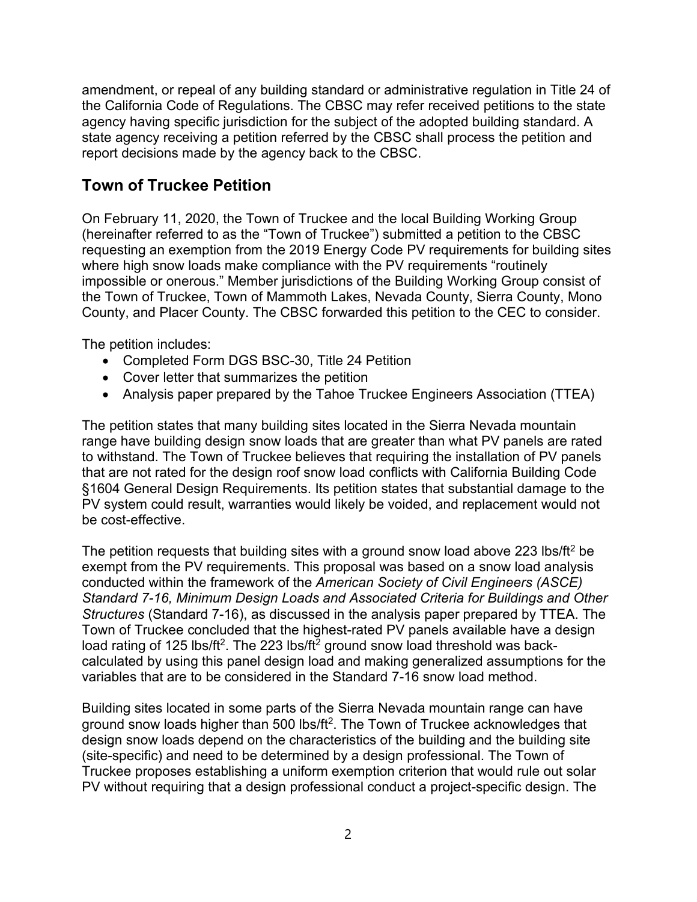amendment, or repeal of any building standard or administrative regulation in Title 24 of the California Code of Regulations. The CBSC may refer received petitions to the state agency having specific jurisdiction for the subject of the adopted building standard. A state agency receiving a petition referred by the CBSC shall process the petition and report decisions made by the agency back to the CBSC.

## Town of Truckee Petition

On February 11, 2020, the Town of Truckee and the local Building Working Group (hereinafter referred to as the "Town of Truckee") submitted a petition to the CBSC requesting an exemption from the 2019 Energy Code PV requirements for building sites where high snow loads make compliance with the PV requirements "routinely impossible or onerous." Member jurisdictions of the Building Working Group consist of the Town of Truckee, Town of Mammoth Lakes, Nevada County, Sierra County, Mono County, and Placer County. The CBSC forwarded this petition to the CEC to consider.

The petition includes:

- Completed Form DGS BSC-30, Title 24 Petition
- Cover letter that summarizes the petition
- Analysis paper prepared by the Tahoe Truckee Engineers Association (TTEA)

The petition states that many building sites located in the Sierra Nevada mountain range have building design snow loads that are greater than what PV panels are rated to withstand. The Town of Truckee believes that requiring the installation of PV panels that are not rated for the design roof snow load conflicts with California Building Code §1604 General Design Requirements. Its petition states that substantial damage to the PV system could result, warranties would likely be voided, and replacement would not be cost-effective.

The petition requests that building sites with a ground snow load above 223 lbs/ft$^2$ be exempt from the PV requirements. This proposal was based on a snow load analysis conducted within the framework of the *American Society of Civil Engineers (ASCE) Standard 7-16, Minimum Design Loads and Associated Criteria for Buildings and Other Structures* (Standard 7-16), as discussed in the analysis paper prepared by TTEA. The Town of Truckee concluded that the highest-rated PV panels available have a design load rating of 125 lbs/ft$^2$. The 223 lbs/ft$^2$ ground snow load threshold was back-calculated by using this panel design load and making generalized assumptions for the variables that are to be considered in the Standard 7-16 snow load method.

Building sites located in some parts of the Sierra Nevada mountain range can have ground snow loads higher than 500 lbs/ft$^2$. The Town of Truckee acknowledges that design snow loads depend on the characteristics of the building and the building site (site-specific) and need to be determined by a design professional. The Town of Truckee proposes establishing a uniform exemption criterion that would rule out solar PV without requiring that a design professional conduct a project-specific design. The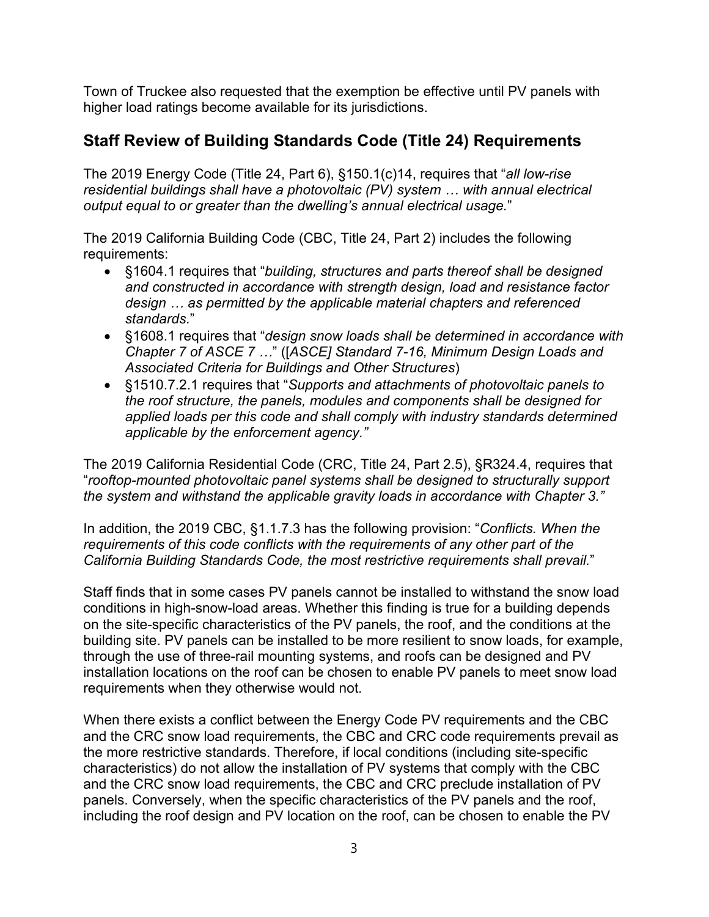Town of Truckee also requested that the exemption be effective until PV panels with higher load ratings become available for its jurisdictions.

## Staff Review of Building Standards Code (Title 24) Requirements

The 2019 Energy Code (Title 24, Part 6), §150.1(c)14, requires that "*all low-rise residential buildings shall have a photovoltaic (PV) system … with annual electrical output equal to or greater than the dwelling's annual electrical usage.*"

The 2019 California Building Code (CBC, Title 24, Part 2) includes the following requirements:

- §1604.1 requires that "*building, structures and parts thereof shall be designed and constructed in accordance with strength design, load and resistance factor design … as permitted by the applicable material chapters and referenced standards.*"
- §1608.1 requires that "*design snow loads shall be determined in accordance with Chapter 7 of ASCE 7 …*" ([*ASCE] Standard 7-16, Minimum Design Loads and Associated Criteria for Buildings and Other Structures*)
- §1510.7.2.1 requires that "*Supports and attachments of photovoltaic panels to the roof structure, the panels, modules and components shall be designed for applied loads per this code and shall comply with industry standards determined applicable by the enforcement agency.*"

The 2019 California Residential Code (CRC, Title 24, Part 2.5), §R324.4, requires that "*rooftop-mounted photovoltaic panel systems shall be designed to structurally support the system and withstand the applicable gravity loads in accordance with Chapter 3.*"

In addition, the 2019 CBC, §1.1.7.3 has the following provision: "*Conflicts. When the requirements of this code conflicts with the requirements of any other part of the California Building Standards Code, the most restrictive requirements shall prevail.*"

Staff finds that in some cases PV panels cannot be installed to withstand the snow load conditions in high-snow-load areas. Whether this finding is true for a building depends on the site-specific characteristics of the PV panels, the roof, and the conditions at the building site. PV panels can be installed to be more resilient to snow loads, for example, through the use of three-rail mounting systems, and roofs can be designed and PV installation locations on the roof can be chosen to enable PV panels to meet snow load requirements when they otherwise would not.

When there exists a conflict between the Energy Code PV requirements and the CBC and the CRC snow load requirements, the CBC and CRC code requirements prevail as the more restrictive standards. Therefore, if local conditions (including site-specific characteristics) do not allow the installation of PV systems that comply with the CBC and the CRC snow load requirements, the CBC and CRC preclude installation of PV panels. Conversely, when the specific characteristics of the PV panels and the roof, including the roof design and PV location on the roof, can be chosen to enable the PV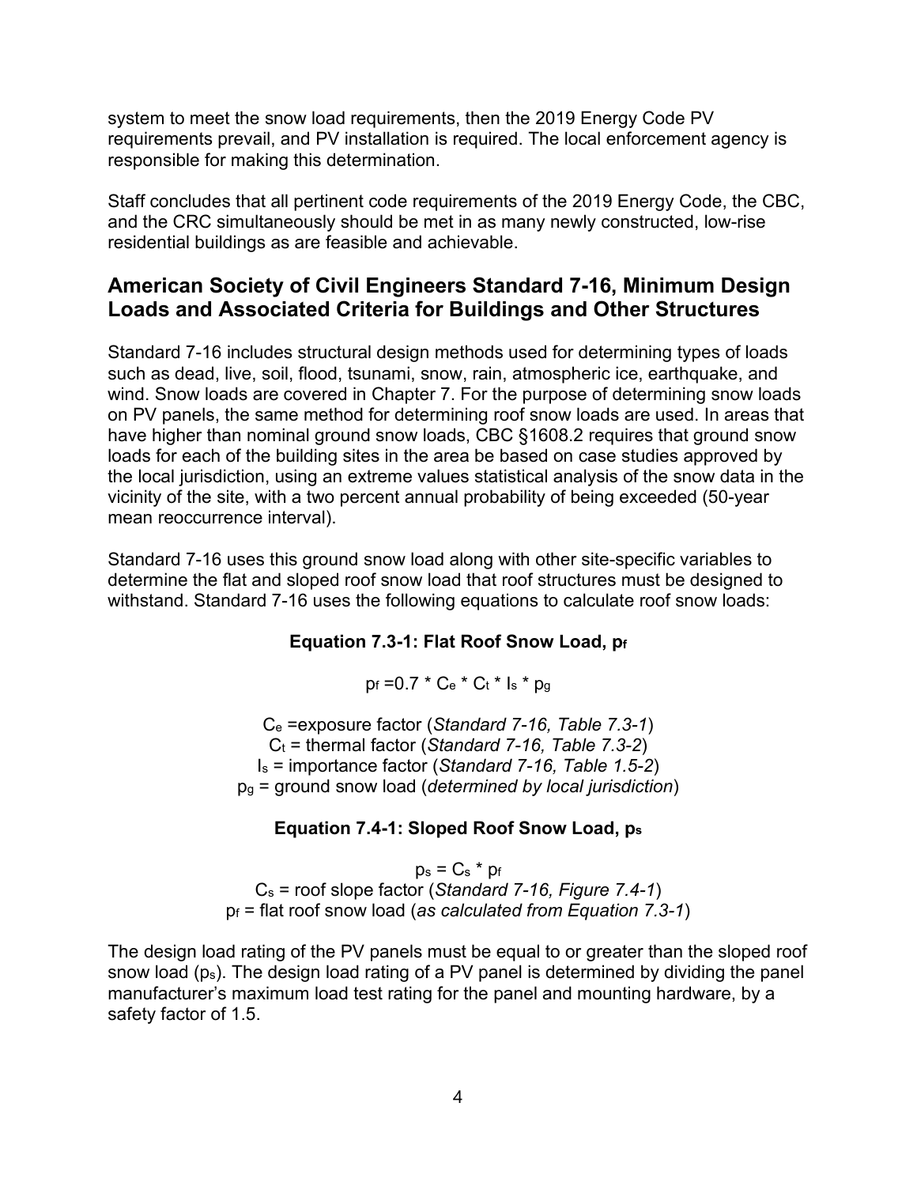system to meet the snow load requirements, then the 2019 Energy Code PV requirements prevail, and PV installation is required. The local enforcement agency is responsible for making this determination.

Staff concludes that all pertinent code requirements of the 2019 Energy Code, the CBC, and the CRC simultaneously should be met in as many newly constructed, low-rise residential buildings as are feasible and achievable.

## American Society of Civil Engineers Standard 7-16, Minimum Design Loads and Associated Criteria for Buildings and Other Structures

Standard 7-16 includes structural design methods used for determining types of loads such as dead, live, soil, flood, tsunami, snow, rain, atmospheric ice, earthquake, and wind. Snow loads are covered in Chapter 7. For the purpose of determining snow loads on PV panels, the same method for determining roof snow loads are used. In areas that have higher than nominal ground snow loads, CBC §1608.2 requires that ground snow loads for each of the building sites in the area be based on case studies approved by the local jurisdiction, using an extreme values statistical analysis of the snow data in the vicinity of the site, with a two percent annual probability of being exceeded (50-year mean reoccurrence interval).

Standard 7-16 uses this ground snow load along with other site-specific variables to determine the flat and sloped roof snow load that roof structures must be designed to withstand. Standard 7-16 uses the following equations to calculate roof snow loads:

**Equation 7.3-1: Flat Roof Snow Load, $p_f$**

$$p_f = 0.7 * C_e * C_t * I_s * p_g$$

$C_e$ =exposure factor (*Standard 7-16, Table 7.3-1*)
$C_t$ = thermal factor (*Standard 7-16, Table 7.3-2*)
$I_s$ = importance factor (*Standard 7-16, Table 1.5-2*)
$p_g$ = ground snow load (*determined by local jurisdiction*)

**Equation 7.4-1: Sloped Roof Snow Load, $p_s$**

$$p_s = C_s * p_f$$

$C_s$ = roof slope factor (*Standard 7-16, Figure 7.4-1*)
$p_f$ = flat roof snow load (*as calculated from Equation 7.3-1*)

The design load rating of the PV panels must be equal to or greater than the sloped roof snow load ($p_s$). The design load rating of a PV panel is determined by dividing the panel manufacturer's maximum load test rating for the panel and mounting hardware, by a safety factor of 1.5.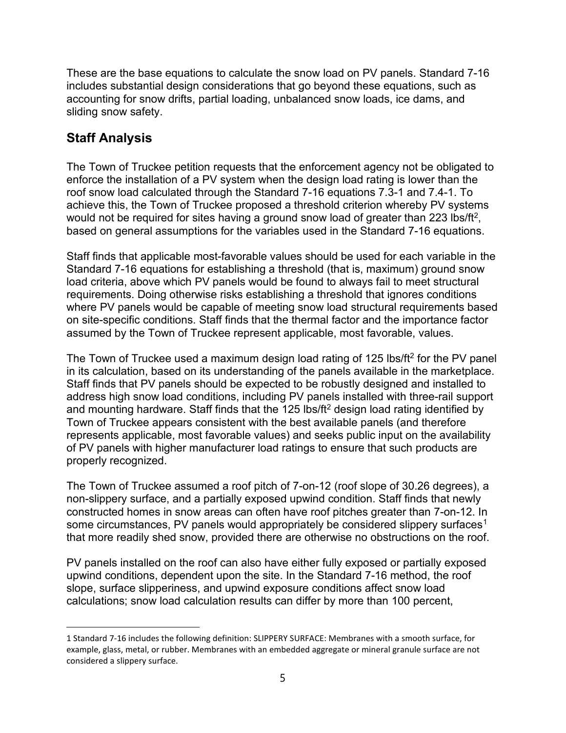These are the base equations to calculate the snow load on PV panels. Standard 7-16 includes substantial design considerations that go beyond these equations, such as accounting for snow drifts, partial loading, unbalanced snow loads, ice dams, and sliding snow safety.

## Staff Analysis

The Town of Truckee petition requests that the enforcement agency not be obligated to enforce the installation of a PV system when the design load rating is lower than the roof snow load calculated through the Standard 7-16 equations 7.3-1 and 7.4-1. To achieve this, the Town of Truckee proposed a threshold criterion whereby PV systems would not be required for sites having a ground snow load of greater than 223 $lbs/ft^2$, based on general assumptions for the variables used in the Standard 7-16 equations.

Staff finds that applicable most-favorable values should be used for each variable in the Standard 7-16 equations for establishing a threshold (that is, maximum) ground snow load criteria, above which PV panels would be found to always fail to meet structural requirements. Doing otherwise risks establishing a threshold that ignores conditions where PV panels would be capable of meeting snow load structural requirements based on site-specific conditions. Staff finds that the thermal factor and the importance factor assumed by the Town of Truckee represent applicable, most favorable, values.

The Town of Truckee used a maximum design load rating of 125 $lbs/ft^2$ for the PV panel in its calculation, based on its understanding of the panels available in the marketplace. Staff finds that PV panels should be expected to be robustly designed and installed to address high snow load conditions, including PV panels installed with three-rail support and mounting hardware. Staff finds that the 125 $lbs/ft^2$ design load rating identified by Town of Truckee appears consistent with the best available panels (and therefore represents applicable, most favorable values) and seeks public input on the availability of PV panels with higher manufacturer load ratings to ensure that such products are properly recognized.

The Town of Truckee assumed a roof pitch of 7-on-12 (roof slope of 30.26 degrees), a non-slippery surface, and a partially exposed upwind condition. Staff finds that newly constructed homes in snow areas can often have roof pitches greater than 7-on-12. In some circumstances, PV panels would appropriately be considered slippery surfaces[1] that more readily shed snow, provided there are otherwise no obstructions on the roof.

PV panels installed on the roof can also have either fully exposed or partially exposed upwind conditions, dependent upon the site. In the Standard 7-16 method, the roof slope, surface slipperiness, and upwind exposure conditions affect snow load calculations; snow load calculation results can differ by more than 100 percent,

---

1 Standard 7-16 includes the following definition: SLIPPERY SURFACE: Membranes with a smooth surface, for example, glass, metal, or rubber. Membranes with an embedded aggregate or mineral granule surface are not considered a slippery surface.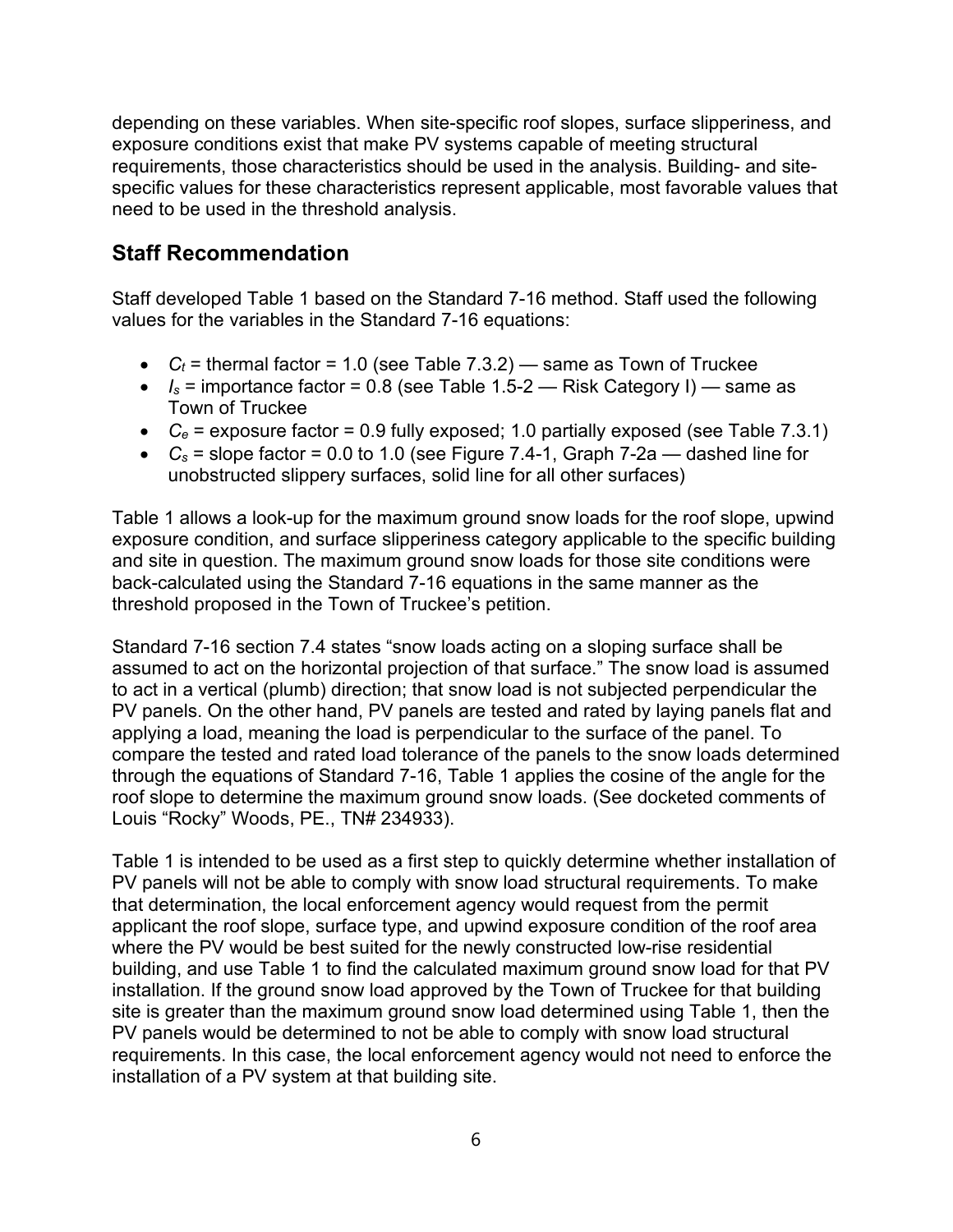depending on these variables. When site-specific roof slopes, surface slipperiness, and exposure conditions exist that make PV systems capable of meeting structural requirements, those characteristics should be used in the analysis. Building- and site-specific values for these characteristics represent applicable, most favorable values that need to be used in the threshold analysis.

## Staff Recommendation

Staff developed Table 1 based on the Standard 7-16 method. Staff used the following values for the variables in the Standard 7-16 equations:

- $C_t$ = thermal factor = 1.0 (see Table 7.3.2) — same as Town of Truckee
- $I_s$ = importance factor = 0.8 (see Table 1.5-2 — Risk Category I) — same as Town of Truckee
- $C_e$ = exposure factor = 0.9 fully exposed; 1.0 partially exposed (see Table 7.3.1)
- $C_s$ = slope factor = 0.0 to 1.0 (see Figure 7.4-1, Graph 7-2a — dashed line for unobstructed slippery surfaces, solid line for all other surfaces)

Table 1 allows a look-up for the maximum ground snow loads for the roof slope, upwind exposure condition, and surface slipperiness category applicable to the specific building and site in question. The maximum ground snow loads for those site conditions were back-calculated using the Standard 7-16 equations in the same manner as the threshold proposed in the Town of Truckee's petition.

Standard 7-16 section 7.4 states "snow loads acting on a sloping surface shall be assumed to act on the horizontal projection of that surface." The snow load is assumed to act in a vertical (plumb) direction; that snow load is not subjected perpendicular the PV panels. On the other hand, PV panels are tested and rated by laying panels flat and applying a load, meaning the load is perpendicular to the surface of the panel. To compare the tested and rated load tolerance of the panels to the snow loads determined through the equations of Standard 7-16, Table 1 applies the cosine of the angle for the roof slope to determine the maximum ground snow loads. (See docketed comments of Louis "Rocky" Woods, PE., TN# 234933).

Table 1 is intended to be used as a first step to quickly determine whether installation of PV panels will not be able to comply with snow load structural requirements. To make that determination, the local enforcement agency would request from the permit applicant the roof slope, surface type, and upwind exposure condition of the roof area where the PV would be best suited for the newly constructed low-rise residential building, and use Table 1 to find the calculated maximum ground snow load for that PV installation. If the ground snow load approved by the Town of Truckee for that building site is greater than the maximum ground snow load determined using Table 1, then the PV panels would be determined to not be able to comply with snow load structural requirements. In this case, the local enforcement agency would not need to enforce the installation of a PV system at that building site.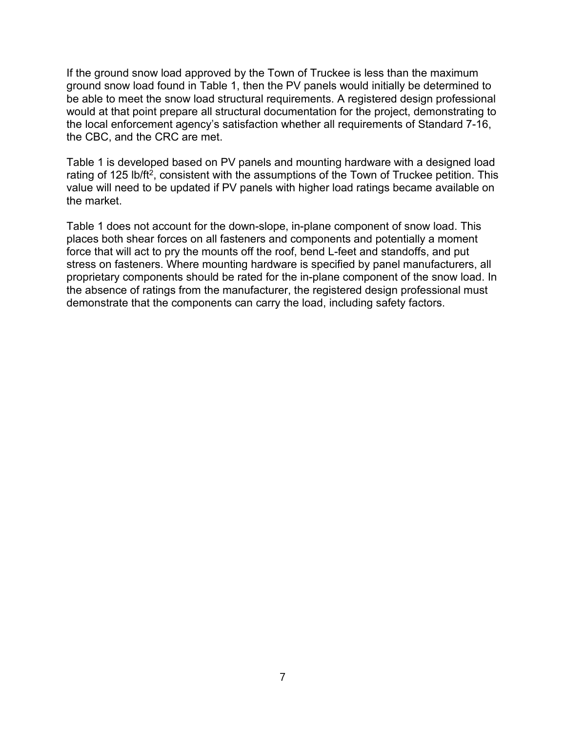If the ground snow load approved by the Town of Truckee is less than the maximum ground snow load found in Table 1, then the PV panels would initially be determined to be able to meet the snow load structural requirements. A registered design professional would at that point prepare all structural documentation for the project, demonstrating to the local enforcement agency's satisfaction whether all requirements of Standard 7-16, the CBC, and the CRC are met.

Table 1 is developed based on PV panels and mounting hardware with a designed load rating of 125 lb/ft$^2$, consistent with the assumptions of the Town of Truckee petition. This value will need to be updated if PV panels with higher load ratings became available on the market.

Table 1 does not account for the down-slope, in-plane component of snow load. This places both shear forces on all fasteners and components and potentially a moment force that will act to pry the mounts off the roof, bend L-feet and standoffs, and put stress on fasteners. Where mounting hardware is specified by panel manufacturers, all proprietary components should be rated for the in-plane component of the snow load. In the absence of ratings from the manufacturer, the registered design professional must demonstrate that the components can carry the load, including safety factors.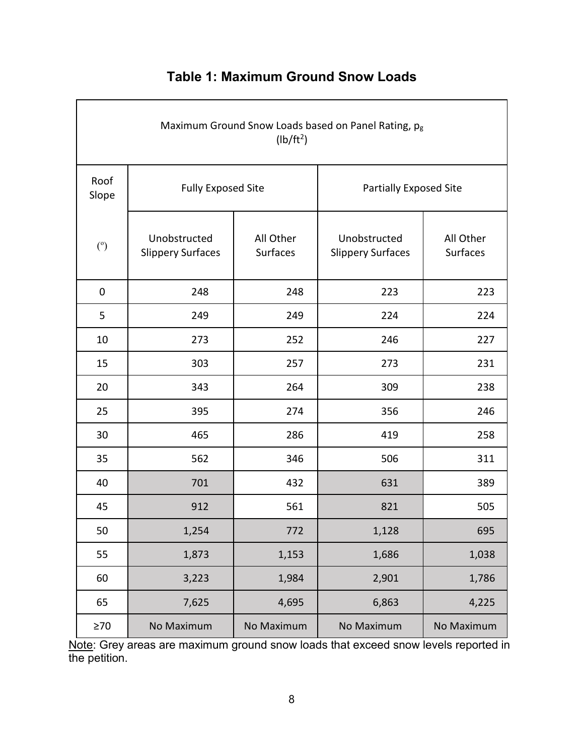### Table 1: Maximum Ground Snow Loads

| Maximum Ground Snow Loads based on Panel Rating, $p_g$ (lb/ft$^2$) | | | | |
|---|---|---|---|---|
| Roof Slope | Fully Exposed Site | | Partially Exposed Site | |
| (°) | Unobstructed Slippery Surfaces | All Other Surfaces | Unobstructed Slippery Surfaces | All Other Surfaces |
| 0 | 248 | 248 | 223 | 223 |
| 5 | 249 | 249 | 224 | 224 |
| 10 | 273 | 252 | 246 | 227 |
| 15 | 303 | 257 | 273 | 231 |
| 20 | 343 | 264 | 309 | 238 |
| 25 | 395 | 274 | 356 | 246 |
| 30 | 465 | 286 | 419 | 258 |
| 35 | 562 | 346 | 506 | 311 |
| 40 | 701 | 432 | 631 | 389 |
| 45 | 912 | 561 | 821 | 505 |
| 50 | 1,254 | 772 | 1,128 | 695 |
| 55 | 1,873 | 1,153 | 1,686 | 1,038 |
| 60 | 3,223 | 1,984 | 2,901 | 1,786 |
| 65 | 7,625 | 4,695 | 6,863 | 4,225 |
| ≥70 | No Maximum | No Maximum | No Maximum | No Maximum |

Note: Grey areas are maximum ground snow loads that exceed snow levels reported in the petition.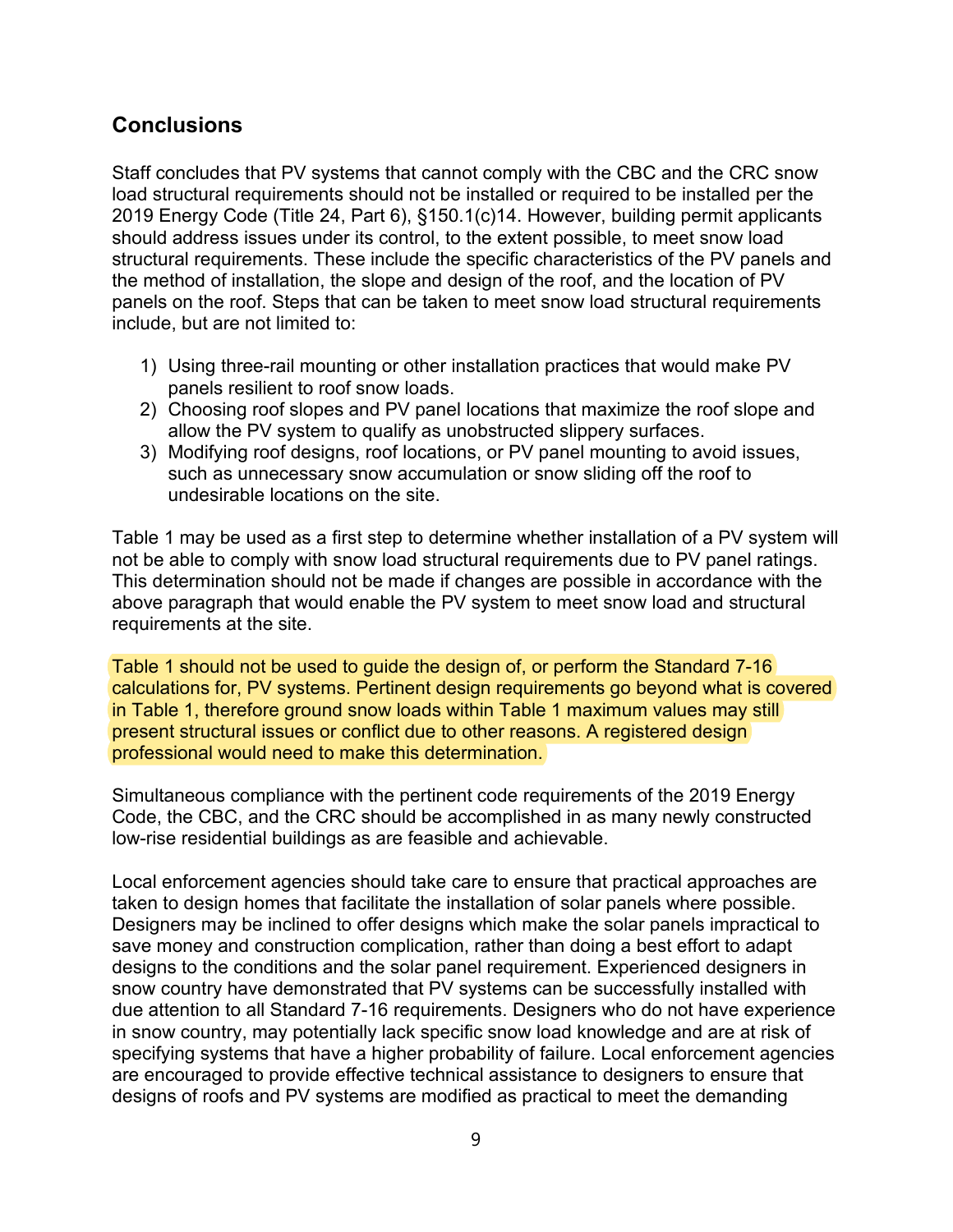## Conclusions

Staff concludes that PV systems that cannot comply with the CBC and the CRC snow load structural requirements should not be installed or required to be installed per the 2019 Energy Code (Title 24, Part 6), §150.1(c)14. However, building permit applicants should address issues under its control, to the extent possible, to meet snow load structural requirements. These include the specific characteristics of the PV panels and the method of installation, the slope and design of the roof, and the location of PV panels on the roof. Steps that can be taken to meet snow load structural requirements include, but are not limited to:

1) Using three-rail mounting or other installation practices that would make PV panels resilient to roof snow loads.
2) Choosing roof slopes and PV panel locations that maximize the roof slope and allow the PV system to qualify as unobstructed slippery surfaces.
3) Modifying roof designs, roof locations, or PV panel mounting to avoid issues, such as unnecessary snow accumulation or snow sliding off the roof to undesirable locations on the site.

Table 1 may be used as a first step to determine whether installation of a PV system will not be able to comply with snow load structural requirements due to PV panel ratings. This determination should not be made if changes are possible in accordance with the above paragraph that would enable the PV system to meet snow load and structural requirements at the site.

Table 1 should not be used to guide the design of, or perform the Standard 7-16 calculations for, PV systems. Pertinent design requirements go beyond what is covered in Table 1, therefore ground snow loads within Table 1 maximum values may still present structural issues or conflict due to other reasons. A registered design professional would need to make this determination.

Simultaneous compliance with the pertinent code requirements of the 2019 Energy Code, the CBC, and the CRC should be accomplished in as many newly constructed low-rise residential buildings as are feasible and achievable.

Local enforcement agencies should take care to ensure that practical approaches are taken to design homes that facilitate the installation of solar panels where possible. Designers may be inclined to offer designs which make the solar panels impractical to save money and construction complication, rather than doing a best effort to adapt designs to the conditions and the solar panel requirement. Experienced designers in snow country have demonstrated that PV systems can be successfully installed with due attention to all Standard 7-16 requirements. Designers who do not have experience in snow country, may potentially lack specific snow load knowledge and are at risk of specifying systems that have a higher probability of failure. Local enforcement agencies are encouraged to provide effective technical assistance to designers to ensure that designs of roofs and PV systems are modified as practical to meet the demanding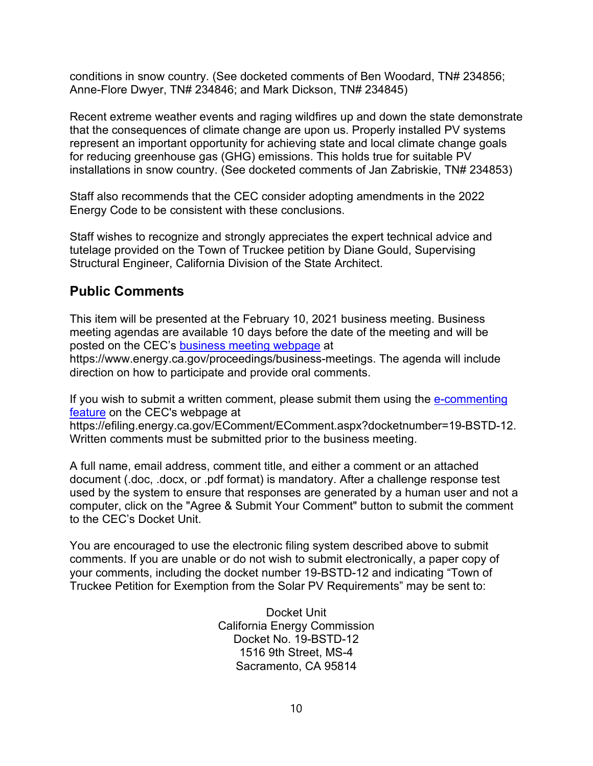conditions in snow country. (See docketed comments of Ben Woodard, TN# 234856; Anne-Flore Dwyer, TN# 234846; and Mark Dickson, TN# 234845)

Recent extreme weather events and raging wildfires up and down the state demonstrate that the consequences of climate change are upon us. Properly installed PV systems represent an important opportunity for achieving state and local climate change goals for reducing greenhouse gas (GHG) emissions. This holds true for suitable PV installations in snow country. (See docketed comments of Jan Zabriskie, TN# 234853)

Staff also recommends that the CEC consider adopting amendments in the 2022 Energy Code to be consistent with these conclusions.

Staff wishes to recognize and strongly appreciates the expert technical advice and tutelage provided on the Town of Truckee petition by Diane Gould, Supervising Structural Engineer, California Division of the State Architect.

## Public Comments

This item will be presented at the February 10, 2021 business meeting. Business meeting agendas are available 10 days before the date of the meeting and will be posted on the CEC's [business meeting webpage](https://www.energy.ca.gov/proceedings/business-meetings) at https://www.energy.ca.gov/proceedings/business-meetings. The agenda will include direction on how to participate and provide oral comments.

If you wish to submit a written comment, please submit them using the [e-commenting feature](https://efiling.energy.ca.gov/EComment/EComment.aspx?docketnumber=19-BSTD-12) on the CEC's webpage at https://efiling.energy.ca.gov/EComment/EComment.aspx?docketnumber=19-BSTD-12. Written comments must be submitted prior to the business meeting.

A full name, email address, comment title, and either a comment or an attached document (.doc, .docx, or .pdf format) is mandatory. After a challenge response test used by the system to ensure that responses are generated by a human user and not a computer, click on the "Agree & Submit Your Comment" button to submit the comment to the CEC's Docket Unit.

You are encouraged to use the electronic filing system described above to submit comments. If you are unable or do not wish to submit electronically, a paper copy of your comments, including the docket number 19-BSTD-12 and indicating "Town of Truckee Petition for Exemption from the Solar PV Requirements" may be sent to:

Docket Unit
California Energy Commission
Docket No. 19-BSTD-12
1516 9th Street, MS-4
Sacramento, CA 95814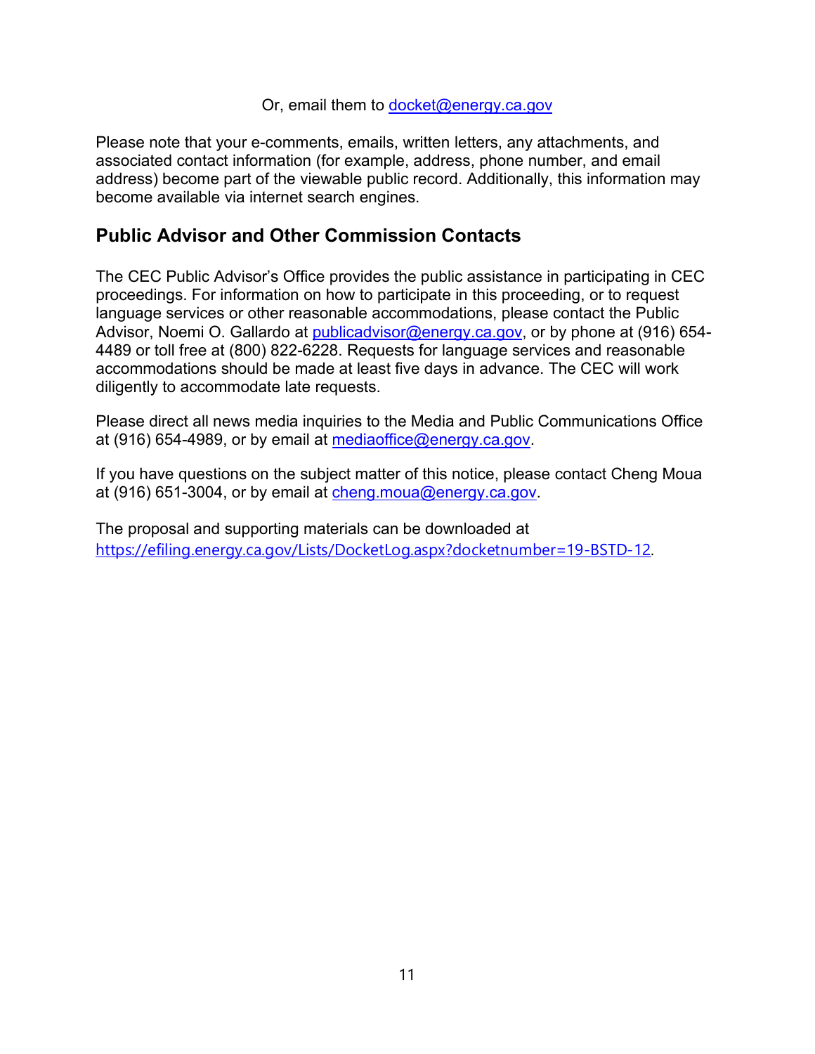Or, email them to docket@energy.ca.gov

Please note that your e-comments, emails, written letters, any attachments, and associated contact information (for example, address, phone number, and email address) become part of the viewable public record. Additionally, this information may become available via internet search engines.

## Public Advisor and Other Commission Contacts

The CEC Public Advisor's Office provides the public assistance in participating in CEC proceedings. For information on how to participate in this proceeding, or to request language services or other reasonable accommodations, please contact the Public Advisor, Noemi O. Gallardo at publicadvisor@energy.ca.gov, or by phone at (916) 654-4489 or toll free at (800) 822-6228. Requests for language services and reasonable accommodations should be made at least five days in advance. The CEC will work diligently to accommodate late requests.

Please direct all news media inquiries to the Media and Public Communications Office at (916) 654-4989, or by email at mediaoffice@energy.ca.gov.

If you have questions on the subject matter of this notice, please contact Cheng Moua at (916) 651-3004, or by email at cheng.moua@energy.ca.gov.

The proposal and supporting materials can be downloaded at https://efiling.energy.ca.gov/Lists/DocketLog.aspx?docketnumber=19-BSTD-12.